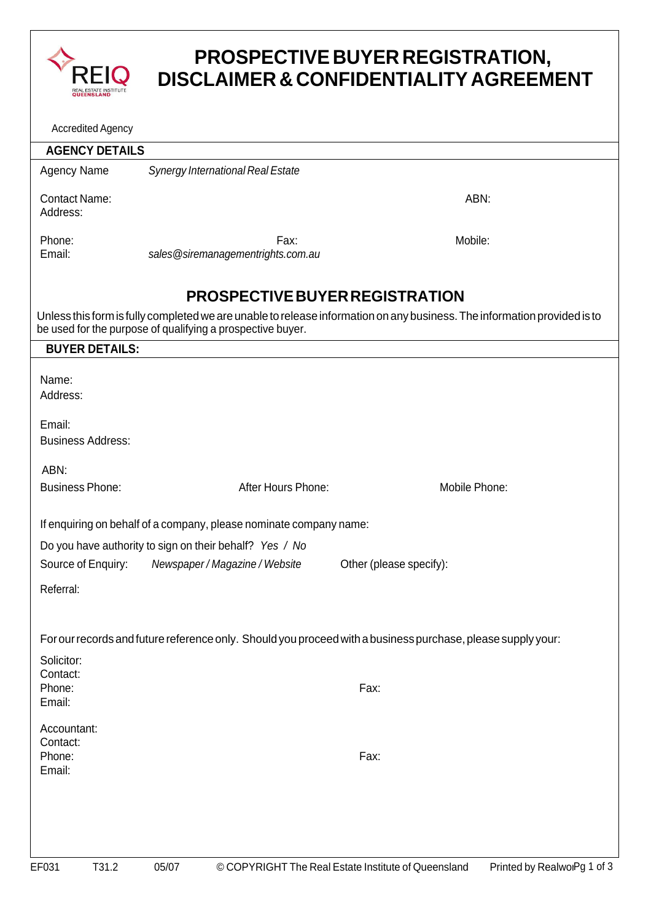REIQ REAL ESTATE INSTITUTE QUEENSLAND

# PROSPECTIVE BUYER REGISTRATION, DISCLAIMER & CONFIDENTIALITY AGREEMENT

Accredited Agency

## AGENCY DETAILS

Agency Name *Synergy International Real Estate*

Contact Name: ABN:

Address:

Phone: Fax: Mobile:

Email: *sales@siremanagementrights.com.au*

## PROSPECTIVE BUYER REGISTRATION

Unless this form is fully completed we are unable to release information on any business. The information provided is to be used for the purpose of qualifying a prospective buyer.

## BUYER DETAILS:

Name:

Address:

Email:

Business Address:

ABN:

Business Phone: After Hours Phone: Mobile Phone:

If enquiring on behalf of a company, please nominate company name:

Do you have authority to sign on their behalf? *Yes / No*

Source of Enquiry: *Newspaper / Magazine / Website* Other (please specify):

Referral:

For our records and future reference only. Should you proceed with a business purchase, please supply your:

Solicitor:

Contact:

Phone: Fax:

Email:

Accountant:

Contact:

Phone: Fax:

Email:

EF031 T31.2 05/07 © COPYRIGHT The Real Estate Institute of Queensland Printed by Realworks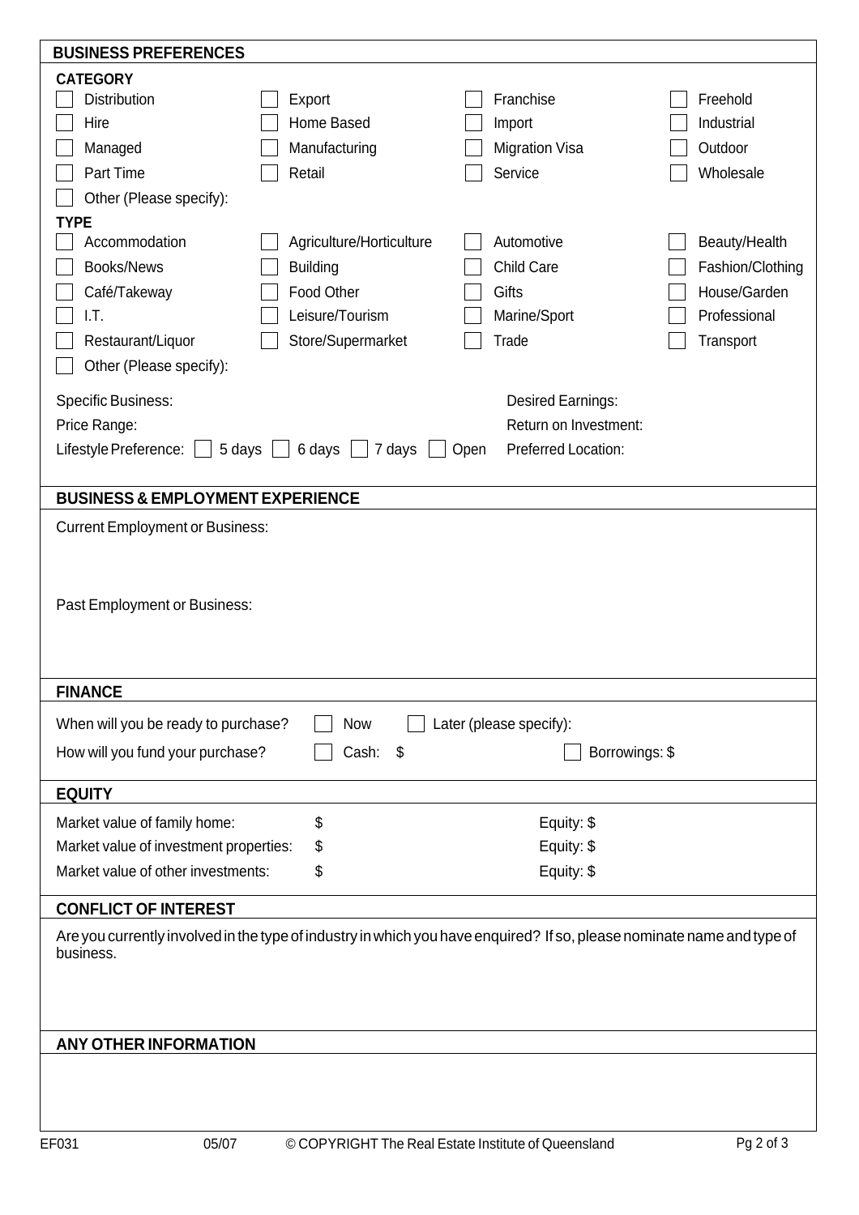## BUSINESS PREFERENCES

**CATEGORY**

| | | | |
|---|---|---|---|
| ☐ Distribution | ☐ Export | ☐ Franchise | ☐ Freehold |
| ☐ Hire | ☐ Home Based | ☐ Import | ☐ Industrial |
| ☐ Managed | ☐ Manufacturing | ☐ Migration Visa | ☐ Outdoor |
| ☐ Part Time | ☐ Retail | ☐ Service | ☐ Wholesale |

☐ Other (Please specify):

**TYPE**

| | | | |
|---|---|---|---|
| ☐ Accommodation | ☐ Agriculture/Horticulture | ☐ Automotive | ☐ Beauty/Health |
| ☐ Books/News | ☐ Building | ☐ Child Care | ☐ Fashion/Clothing |
| ☐ Café/Takeway | ☐ Food Other | ☐ Gifts | ☐ House/Garden |
| ☐ I.T. | ☐ Leisure/Tourism | ☐ Marine/Sport | ☐ Professional |
| ☐ Restaurant/Liquor | ☐ Store/Supermarket | ☐ Trade | ☐ Transport |

☐ Other (Please specify):

Specific Business:

Desired Earnings:

Price Range:

Return on Investment:

Lifestyle Preference: ☐ 5 days ☐ 6 days ☐ 7 days ☐ Open

Preferred Location:

## BUSINESS & EMPLOYMENT EXPERIENCE

Current Employment or Business:

Past Employment or Business:

## FINANCE

When will you be ready to purchase? ☐ Now ☐ Later (please specify):

How will you fund your purchase? ☐ Cash: $ ☐ Borrowings: $

## EQUITY

Market value of family home: $ Equity: $

Market value of investment properties: $ Equity: $

Market value of other investments: $ Equity: $

## CONFLICT OF INTEREST

Are you currently involved in the type of industry in which you have enquired? If so, please nominate name and type of business.

## ANY OTHER INFORMATION

EF031 05/07 © COPYRIGHT The Real Estate Institute of Queensland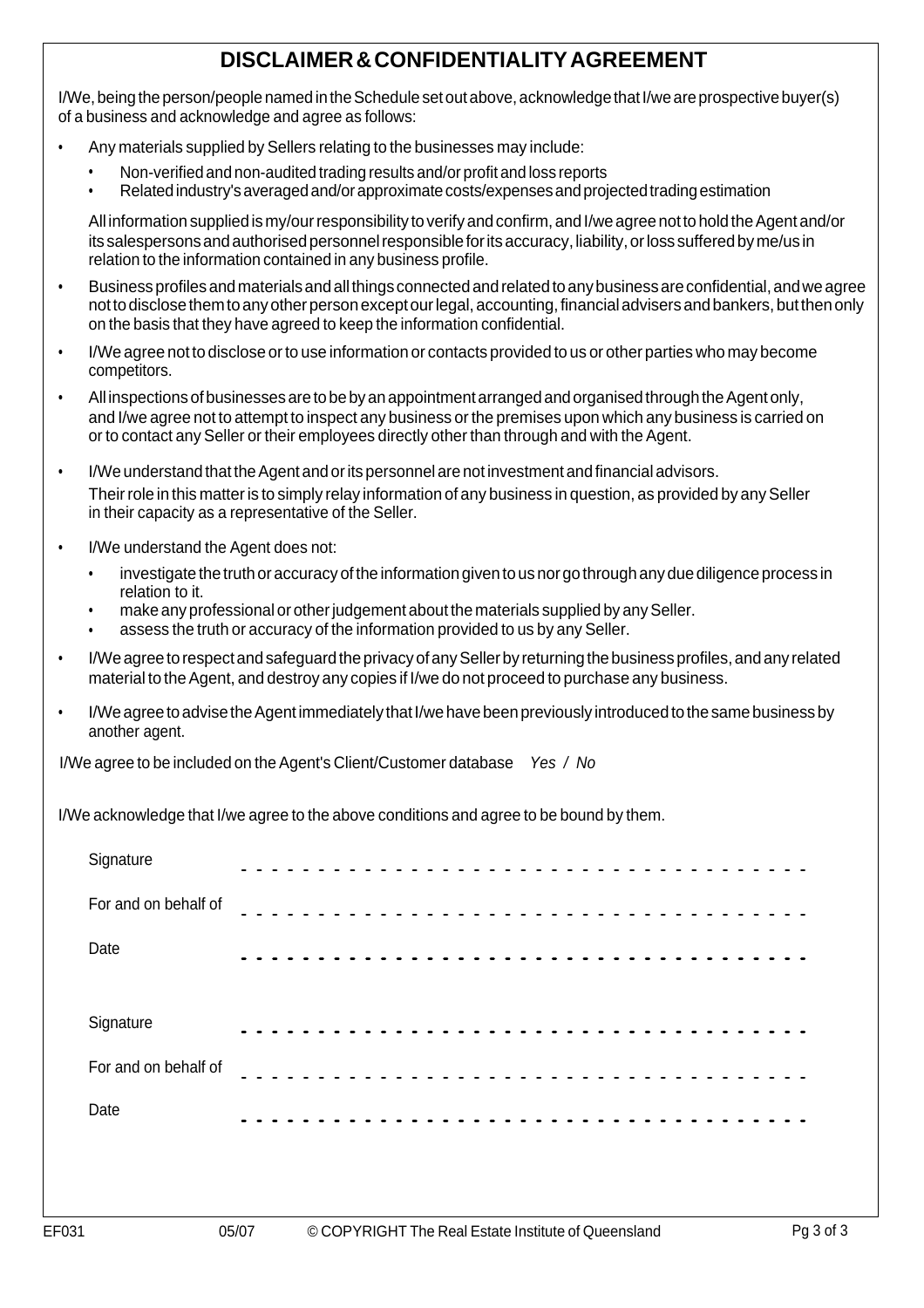# DISCLAIMER & CONFIDENTIALITY AGREEMENT

I/We, being the person/people named in the Schedule set out above, acknowledge that I/we are prospective buyer(s) of a business and acknowledge and agree as follows:

- Any materials supplied by Sellers relating to the businesses may include:
  - Non-verified and non-audited trading results and/or profit and loss reports
  - Related industry's averaged and/or approximate costs/expenses and projected trading estimation

  All information supplied is my/our responsibility to verify and confirm, and I/we agree not to hold the Agent and/or its salespersons and authorised personnel responsible for its accuracy, liability, or loss suffered by me/us in relation to the information contained in any business profile.
- Business profiles and materials and all things connected and related to any business are confidential, and we agree not to disclose them to any other person except our legal, accounting, financial advisers and bankers, but then only on the basis that they have agreed to keep the information confidential.
- I/We agree not to disclose or to use information or contacts provided to us or other parties who may become competitors.
- All inspections of businesses are to be by an appointment arranged and organised through the Agent only, and I/we agree not to attempt to inspect any business or the premises upon which any business is carried on or to contact any Seller or their employees directly other than through and with the Agent.
- I/We understand that the Agent and or its personnel are not investment and financial advisors. Their role in this matter is to simply relay information of any business in question, as provided by any Seller in their capacity as a representative of the Seller.
- I/We understand the Agent does not:
  - investigate the truth or accuracy of the information given to us nor go through any due diligence process in relation to it.
  - make any professional or other judgement about the materials supplied by any Seller.
  - assess the truth or accuracy of the information provided to us by any Seller.
- I/We agree to respect and safeguard the privacy of any Seller by returning the business profiles, and any related material to the Agent, and destroy any copies if I/we do not proceed to purchase any business.
- I/We agree to advise the Agent immediately that I/we have been previously introduced to the same business by another agent.

I/We agree to be included on the Agent's Client/Customer database *Yes / No*

I/We acknowledge that I/we agree to the above conditions and agree to be bound by them.

Signature ------------------------------------

For and on behalf of ------------------------------------

Date ------------------------------------

Signature ------------------------------------

For and on behalf of ------------------------------------

Date ------------------------------------

EF031 05/07 © COPYRIGHT The Real Estate Institute of Queensland